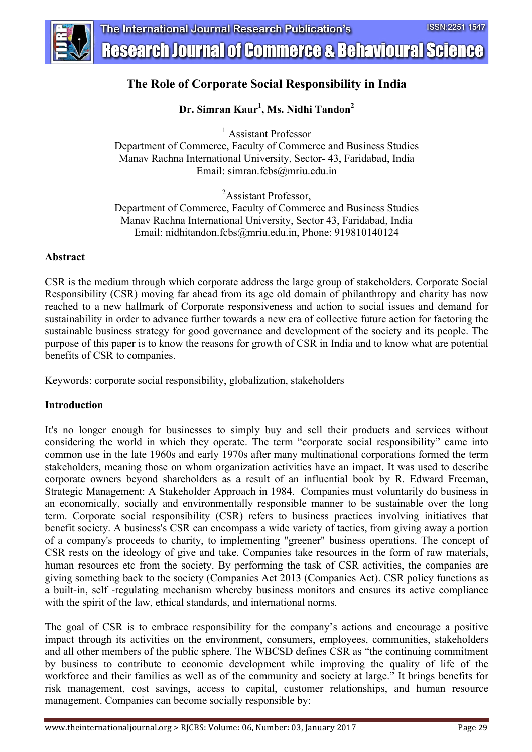# The Role of Corporate Social Responsibility in India

**Dr. Simran Kaur[1], Ms. Nidhi Tandon[2]**

[1] Assistant Professor
Department of Commerce, Faculty of Commerce and Business Studies
Manav Rachna International University, Sector- 43, Faridabad, India
Email: simran.fcbs@mriu.edu.in

[2]Assistant Professor,
Department of Commerce, Faculty of Commerce and Business Studies
Manav Rachna International University, Sector 43, Faridabad, India
Email: nidhitandon.fcbs@mriu.edu.in, Phone: 919810140124

**Abstract**

CSR is the medium through which corporate address the large group of stakeholders. Corporate Social Responsibility (CSR) moving far ahead from its age old domain of philanthropy and charity has now reached to a new hallmark of Corporate responsiveness and action to social issues and demand for sustainability in order to advance further towards a new era of collective future action for factoring the sustainable business strategy for good governance and development of the society and its people. The purpose of this paper is to know the reasons for growth of CSR in India and to know what are potential benefits of CSR to companies.

Keywords: corporate social responsibility, globalization, stakeholders

**Introduction**

It's no longer enough for businesses to simply buy and sell their products and services without considering the world in which they operate. The term "corporate social responsibility" came into common use in the late 1960s and early 1970s after many multinational corporations formed the term stakeholders, meaning those on whom organization activities have an impact. It was used to describe corporate owners beyond shareholders as a result of an influential book by R. Edward Freeman, Strategic Management: A Stakeholder Approach in 1984. Companies must voluntarily do business in an economically, socially and environmentally responsible manner to be sustainable over the long term. Corporate social responsibility (CSR) refers to business practices involving initiatives that benefit society. A business's CSR can encompass a wide variety of tactics, from giving away a portion of a company's proceeds to charity, to implementing "greener" business operations. The concept of CSR rests on the ideology of give and take. Companies take resources in the form of raw materials, human resources etc from the society. By performing the task of CSR activities, the companies are giving something back to the society (Companies Act 2013 (Companies Act). CSR policy functions as a built-in, self -regulating mechanism whereby business monitors and ensures its active compliance with the spirit of the law, ethical standards, and international norms.

The goal of CSR is to embrace responsibility for the company's actions and encourage a positive impact through its activities on the environment, consumers, employees, communities, stakeholders and all other members of the public sphere. The WBCSD defines CSR as "the continuing commitment by business to contribute to economic development while improving the quality of life of the workforce and their families as well as of the community and society at large." It brings benefits for risk management, cost savings, access to capital, customer relationships, and human resource management. Companies can become socially responsible by: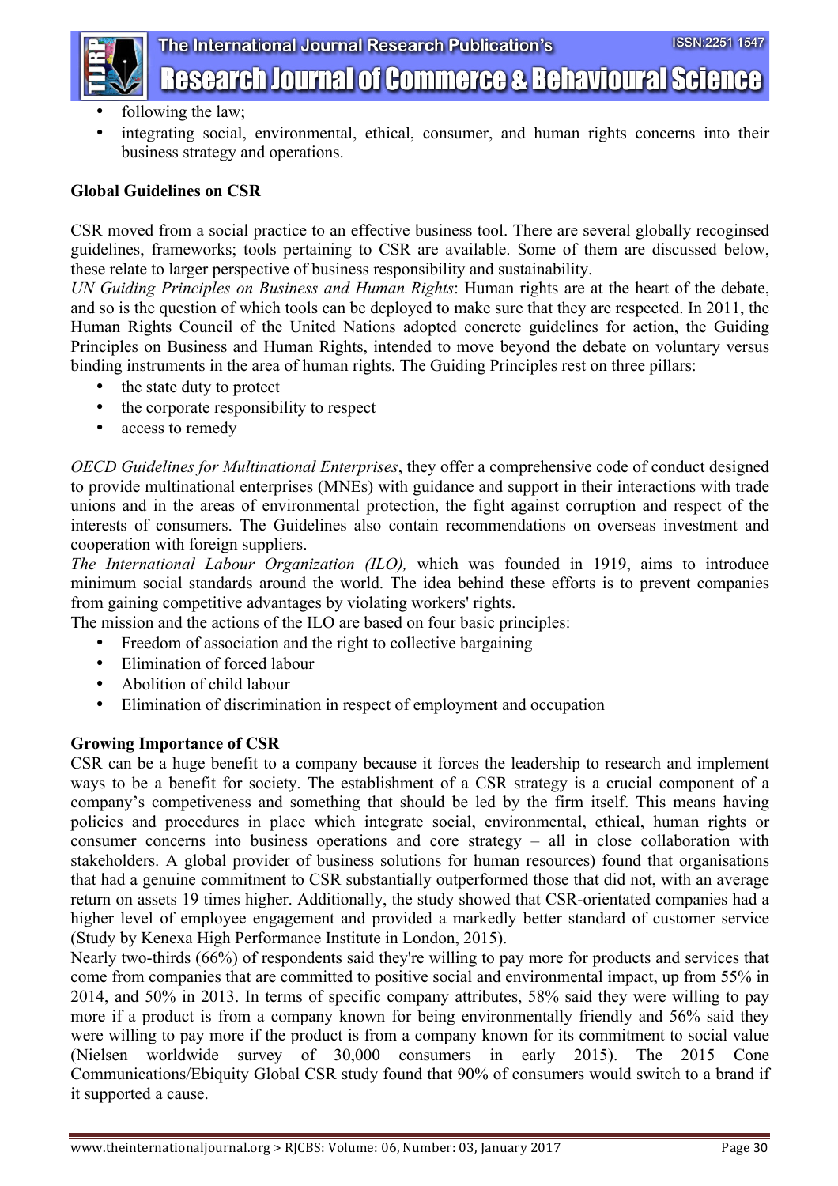- following the law;
- integrating social, environmental, ethical, consumer, and human rights concerns into their business strategy and operations.

**Global Guidelines on CSR**

CSR moved from a social practice to an effective business tool. There are several globally recognised guidelines, frameworks; tools pertaining to CSR are available. Some of them are discussed below, these relate to larger perspective of business responsibility and sustainability.

*UN Guiding Principles on Business and Human Rights*: Human rights are at the heart of the debate, and so is the question of which tools can be deployed to make sure that they are respected. In 2011, the Human Rights Council of the United Nations adopted concrete guidelines for action, the Guiding Principles on Business and Human Rights, intended to move beyond the debate on voluntary versus binding instruments in the area of human rights. The Guiding Principles rest on three pillars:

- the state duty to protect
- the corporate responsibility to respect
- access to remedy

*OECD Guidelines for Multinational Enterprises*, they offer a comprehensive code of conduct designed to provide multinational enterprises (MNEs) with guidance and support in their interactions with trade unions and in the areas of environmental protection, the fight against corruption and respect of the interests of consumers. The Guidelines also contain recommendations on overseas investment and cooperation with foreign suppliers.

*The International Labour Organization (ILO),* which was founded in 1919, aims to introduce minimum social standards around the world. The idea behind these efforts is to prevent companies from gaining competitive advantages by violating workers' rights.

The mission and the actions of the ILO are based on four basic principles:

- Freedom of association and the right to collective bargaining
- Elimination of forced labour
- Abolition of child labour
- Elimination of discrimination in respect of employment and occupation

**Growing Importance of CSR**

CSR can be a huge benefit to a company because it forces the leadership to research and implement ways to be a benefit for society. The establishment of a CSR strategy is a crucial component of a company's competitiveness and something that should be led by the firm itself. This means having policies and procedures in place which integrate social, environmental, ethical, human rights or consumer concerns into business operations and core strategy – all in close collaboration with stakeholders. A global provider of business solutions for human resources) found that organisations that had a genuine commitment to CSR substantially outperformed those that did not, with an average return on assets 19 times higher. Additionally, the study showed that CSR-orientated companies had a higher level of employee engagement and provided a markedly better standard of customer service (Study by Kenexa High Performance Institute in London, 2015).

Nearly two-thirds (66%) of respondents said they're willing to pay more for products and services that come from companies that are committed to positive social and environmental impact, up from 55% in 2014, and 50% in 2013. In terms of specific company attributes, 58% said they were willing to pay more if a product is from a company known for being environmentally friendly and 56% said they were willing to pay more if the product is from a company known for its commitment to social value (Nielsen worldwide survey of 30,000 consumers in early 2015). The 2015 Cone Communications/Ebiquity Global CSR study found that 90% of consumers would switch to a brand if it supported a cause.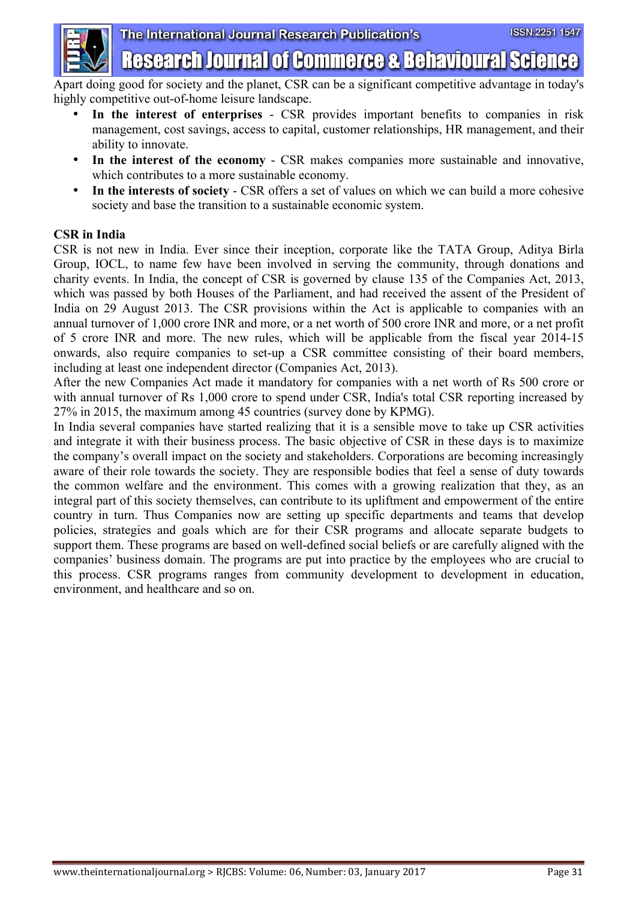Apart doing good for society and the planet, CSR can be a significant competitive advantage in today's highly competitive out-of-home leisure landscape.

- **In the interest of enterprises** - CSR provides important benefits to companies in risk management, cost savings, access to capital, customer relationships, HR management, and their ability to innovate.
- **In the interest of the economy** - CSR makes companies more sustainable and innovative, which contributes to a more sustainable economy.
- **In the interests of society** - CSR offers a set of values on which we can build a more cohesive society and base the transition to a sustainable economic system.

**CSR in India**

CSR is not new in India. Ever since their inception, corporate like the TATA Group, Aditya Birla Group, IOCL, to name few have been involved in serving the community, through donations and charity events. In India, the concept of CSR is governed by clause 135 of the Companies Act, 2013, which was passed by both Houses of the Parliament, and had received the assent of the President of India on 29 August 2013. The CSR provisions within the Act is applicable to companies with an annual turnover of 1,000 crore INR and more, or a net worth of 500 crore INR and more, or a net profit of 5 crore INR and more. The new rules, which will be applicable from the fiscal year 2014-15 onwards, also require companies to set-up a CSR committee consisting of their board members, including at least one independent director (Companies Act, 2013).

After the new Companies Act made it mandatory for companies with a net worth of Rs 500 crore or with annual turnover of Rs 1,000 crore to spend under CSR, India's total CSR reporting increased by 27% in 2015, the maximum among 45 countries (survey done by KPMG).

In India several companies have started realizing that it is a sensible move to take up CSR activities and integrate it with their business process. The basic objective of CSR in these days is to maximize the company's overall impact on the society and stakeholders. Corporations are becoming increasingly aware of their role towards the society. They are responsible bodies that feel a sense of duty towards the common welfare and the environment. This comes with a growing realization that they, as an integral part of this society themselves, can contribute to its upliftment and empowerment of the entire country in turn. Thus Companies now are setting up specific departments and teams that develop policies, strategies and goals which are for their CSR programs and allocate separate budgets to support them. These programs are based on well-defined social beliefs or are carefully aligned with the companies' business domain. The programs are put into practice by the employees who are crucial to this process. CSR programs ranges from community development to development in education, environment, and healthcare and so on.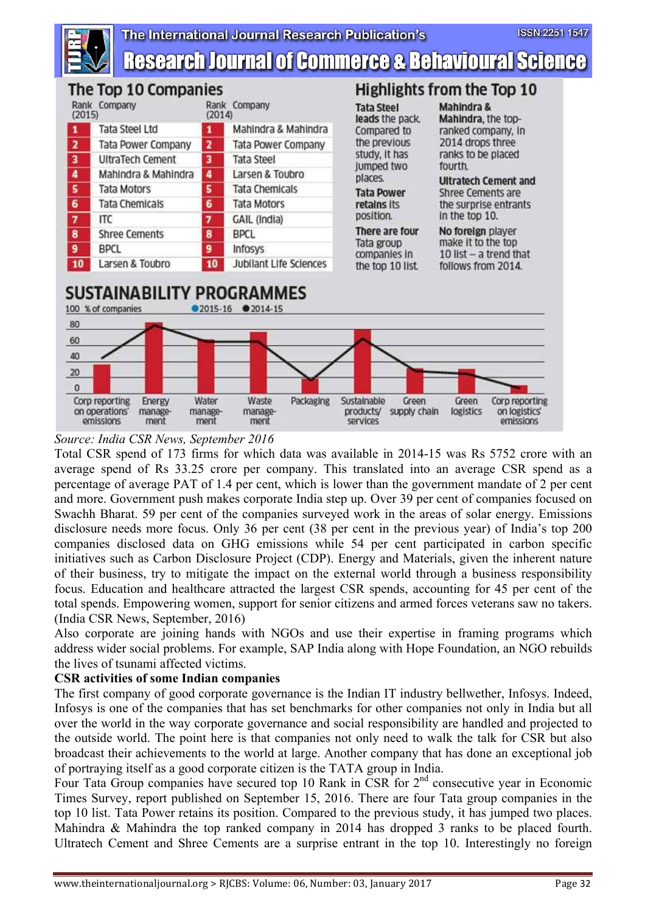## The Top 10 Companies

| Rank (2015) | Company | Rank (2014) | Company |
|---|---|---|---|
| 1 | Tata Steel Ltd | 1 | Mahindra & Mahindra |
| 2 | Tata Power Company | 2 | Tata Power Company |
| 3 | UltraTech Cement | 3 | Tata Steel |
| 4 | Mahindra & Mahindra | 4 | Larsen & Toubro |
| 5 | Tata Motors | 5 | Tata Chemicals |
| 6 | Tata Chemicals | 6 | Tata Motors |
| 7 | ITC | 7 | GAIL (India) |
| 8 | Shree Cements | 8 | BPCL |
| 9 | BPCL | 9 | Infosys |
| 10 | Larsen & Toubro | 10 | Jubilant Life Sciences |

## Highlights from the Top 10

**Tata Steel leads** the pack. Compared to the previous study, it has jumped two places.

**Tata Power retains** its position.

**There are four** Tata group companies in the top 10 list.

**Mahindra & Mahindra**, the top-ranked company, in 2014 drops three ranks to be placed fourth.

**Ultratech Cement and** Shree Cements are the surprise entrants in the top 10.

**No foreign** player make it to the top 10 list – a trend that follows from 2014.

## SUSTAINABILITY PROGRAMMES

100 % of companies ●2015-16 ●2014-15

Corp reporting on operations' emissions; Energy management; Water management; Waste management; Packaging; Sustainable products/ services; Green supply chain; Green logistics; Corp reporting on logistics' emissions

*Source: India CSR News, September 2016*

Total CSR spend of 173 firms for which data was available in 2014-15 was Rs 5752 crore with an average spend of Rs 33.25 crore per company. This translated into an average CSR spend as a percentage of average PAT of 1.4 per cent, which is lower than the government mandate of 2 per cent and more. Government push makes corporate India step up. Over 39 per cent of companies focused on Swachh Bharat. 59 per cent of the companies surveyed work in the areas of solar energy. Emissions disclosure needs more focus. Only 36 per cent (38 per cent in the previous year) of India's top 200 companies disclosed data on GHG emissions while 54 per cent participated in carbon specific initiatives such as Carbon Disclosure Project (CDP). Energy and Materials, given the inherent nature of their business, try to mitigate the impact on the external world through a business responsibility focus. Education and healthcare attracted the largest CSR spends, accounting for 45 per cent of the total spends. Empowering women, support for senior citizens and armed forces veterans saw no takers. (India CSR News, September, 2016)

Also corporate are joining hands with NGOs and use their expertise in framing programs which address wider social problems. For example, SAP India along with Hope Foundation, an NGO rebuilds the lives of tsunami affected victims.

**CSR activities of some Indian companies**

The first company of good corporate governance is the Indian IT industry bellwether, Infosys. Indeed, Infosys is one of the companies that has set benchmarks for other companies not only in India but all over the world in the way corporate governance and social responsibility are handled and projected to the outside world. The point here is that companies not only need to walk the talk for CSR but also broadcast their achievements to the world at large. Another company that has done an exceptional job of portraying itself as a good corporate citizen is the TATA group in India.

Four Tata Group companies have secured top 10 Rank in CSR for 2nd consecutive year in Economic Times Survey, report published on September 15, 2016. There are four Tata group companies in the top 10 list. Tata Power retains its position. Compared to the previous study, it has jumped two places. Mahindra & Mahindra the top ranked company in 2014 has dropped 3 ranks to be placed fourth. Ultratech Cement and Shree Cements are a surprise entrant in the top 10. Interestingly no foreign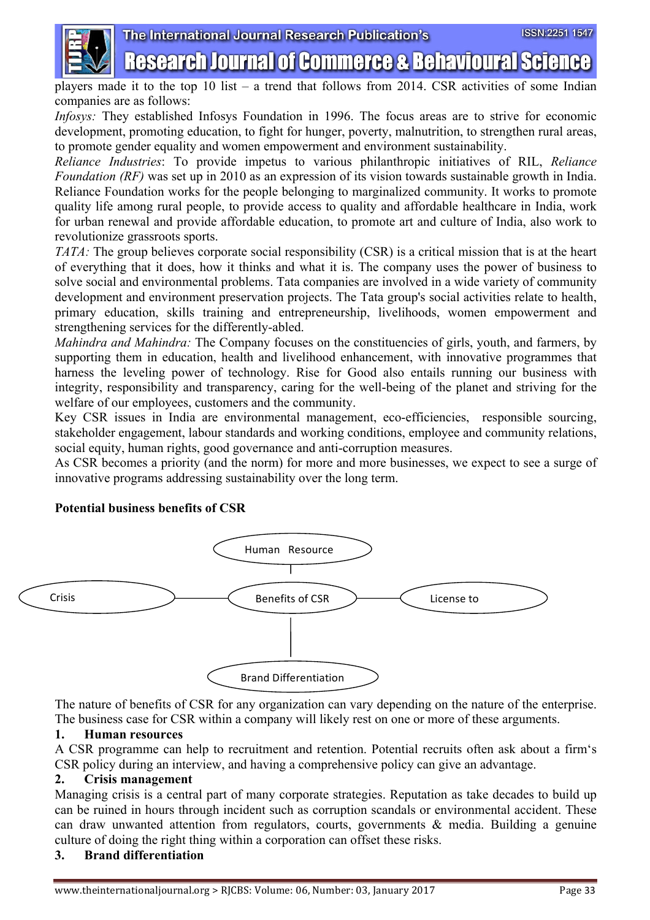players made it to the top 10 list – a trend that follows from 2014. CSR activities of some Indian companies are as follows:

*Infosys:* They established Infosys Foundation in 1996. The focus areas are to strive for economic development, promoting education, to fight for hunger, poverty, malnutrition, to strengthen rural areas, to promote gender equality and women empowerment and environment sustainability.

*Reliance Industries*: To provide impetus to various philanthropic initiatives of RIL, *Reliance Foundation (RF)* was set up in 2010 as an expression of its vision towards sustainable growth in India. Reliance Foundation works for the people belonging to marginalized community. It works to promote quality life among rural people, to provide access to quality and affordable healthcare in India, work for urban renewal and provide affordable education, to promote art and culture of India, also work to revolutionize grassroots sports.

*TATA:* The group believes corporate social responsibility (CSR) is a critical mission that is at the heart of everything that it does, how it thinks and what it is. The company uses the power of business to solve social and environmental problems. Tata companies are involved in a wide variety of community development and environment preservation projects. The Tata group's social activities relate to health, primary education, skills training and entrepreneurship, livelihoods, women empowerment and strengthening services for the differently-abled.

*Mahindra and Mahindra:* The Company focuses on the constituencies of girls, youth, and farmers, by supporting them in education, health and livelihood enhancement, with innovative programmes that harness the leveling power of technology. Rise for Good also entails running our business with integrity, responsibility and transparency, caring for the well-being of the planet and striving for the welfare of our employees, customers and the community.

Key CSR issues in India are environmental management, eco-efficiencies, responsible sourcing, stakeholder engagement, labour standards and working conditions, employee and community relations, social equity, human rights, good governance and anti-corruption measures.

As CSR becomes a priority (and the norm) for more and more businesses, we expect to see a surge of innovative programs addressing sustainability over the long term.

**Potential business benefits of CSR**

Human Resource

Crisis — Benefits of CSR — License to

Brand Differentiation

The nature of benefits of CSR for any organization can vary depending on the nature of the enterprise. The business case for CSR within a company will likely rest on one or more of these arguments.

**1. Human resources**

A CSR programme can help to recruitment and retention. Potential recruits often ask about a firm's CSR policy during an interview, and having a comprehensive policy can give an advantage.

**2. Crisis management**

Managing crisis is a central part of many corporate strategies. Reputation as take decades to build up can be ruined in hours through incident such as corruption scandals or environmental accident. These can draw unwanted attention from regulators, courts, governments & media. Building a genuine culture of doing the right thing within a corporation can offset these risks.

**3. Brand differentiation**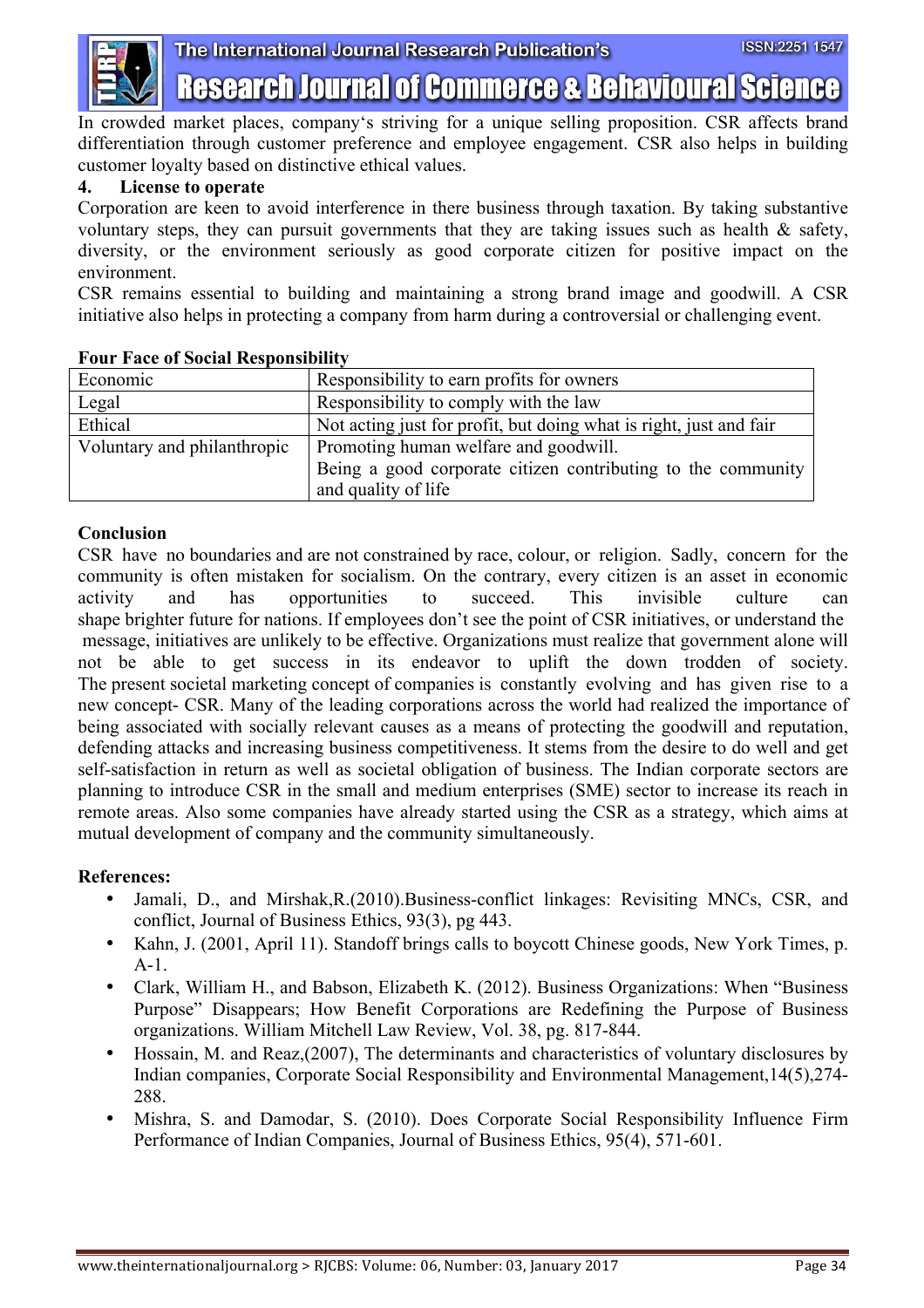In crowded market places, company's striving for a unique selling proposition. CSR affects brand differentiation through customer preference and employee engagement. CSR also helps in building customer loyalty based on distinctive ethical values.

**4. License to operate**

Corporation are keen to avoid interference in there business through taxation. By taking substantive voluntary steps, they can pursuit governments that they are taking issues such as health & safety, diversity, or the environment seriously as good corporate citizen for positive impact on the environment.

CSR remains essential to building and maintaining a strong brand image and goodwill. A CSR initiative also helps in protecting a company from harm during a controversial or challenging event.

**Four Face of Social Responsibility**

| | |
|---|---|
| Economic | Responsibility to earn profits for owners |
| Legal | Responsibility to comply with the law |
| Ethical | Not acting just for profit, but doing what is right, just and fair |
| Voluntary and philanthropic | Promoting human welfare and goodwill. Being a good corporate citizen contributing to the community and quality of life |

## Conclusion

CSR have no boundaries and are not constrained by race, colour, or religion. Sadly, concern for the community is often mistaken for socialism. On the contrary, every citizen is an asset in economic activity and has opportunities to succeed. This invisible culture can shape brighter future for nations. If employees don't see the point of CSR initiatives, or understand the message, initiatives are unlikely to be effective. Organizations must realize that government alone will not be able to get success in its endeavor to uplift the down trodden of society. The present societal marketing concept of companies is constantly evolving and has given rise to a new concept- CSR. Many of the leading corporations across the world had realized the importance of being associated with socially relevant causes as a means of protecting the goodwill and reputation, defending attacks and increasing business competitiveness. It stems from the desire to do well and get self-satisfaction in return as well as societal obligation of business. The Indian corporate sectors are planning to introduce CSR in the small and medium enterprises (SME) sector to increase its reach in remote areas. Also some companies have already started using the CSR as a strategy, which aims at mutual development of company and the community simultaneously.

## References:

- Jamali, D., and Mirshak,R.(2010).Business-conflict linkages: Revisiting MNCs, CSR, and conflict, Journal of Business Ethics, 93(3), pg 443.
- Kahn, J. (2001, April 11). Standoff brings calls to boycott Chinese goods, New York Times, p. A-1.
- Clark, William H., and Babson, Elizabeth K. (2012). Business Organizations: When "Business Purpose" Disappears; How Benefit Corporations are Redefining the Purpose of Business organizations. William Mitchell Law Review, Vol. 38, pg. 817-844.
- Hossain, M. and Reaz,(2007), The determinants and characteristics of voluntary disclosures by Indian companies, Corporate Social Responsibility and Environmental Management,14(5),274-288.
- Mishra, S. and Damodar, S. (2010). Does Corporate Social Responsibility Influence Firm Performance of Indian Companies, Journal of Business Ethics, 95(4), 571-601.